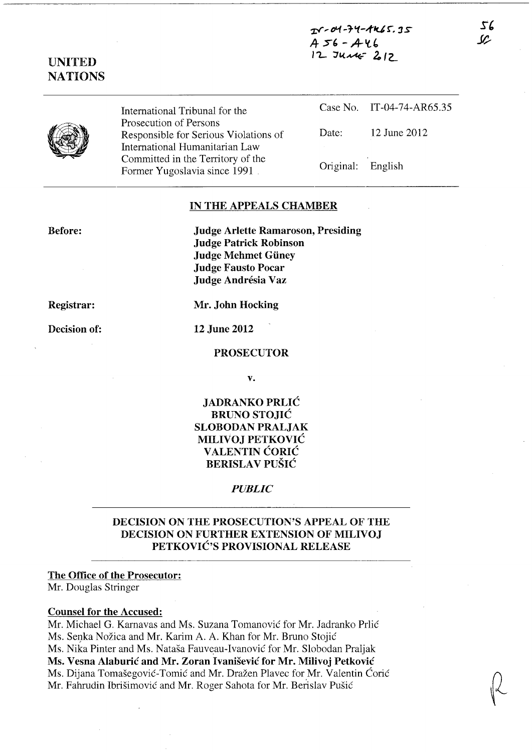IT-04-74-AR65.35
A 56 - A 46
12 JUNE 2012

56

**UNITED NATIONS**

International Tribunal for the Prosecution of Persons Responsible for Serious Violations of International Humanitarian Law Committed in the Territory of the Former Yugoslavia since 1991

| | |
|---|---|
| Case No. | IT-04-74-AR65.35 |
| Date: | 12 June 2012 |
| Original: | English |

## IN THE APPEALS CHAMBER

**Before:**

**Judge Arlette Ramaroson, Presiding**
**Judge Patrick Robinson**
**Judge Mehmet Güney**
**Judge Fausto Pocar**
**Judge Andrésia Vaz**

**Registrar:** **Mr. John Hocking**

**Decision of:** **12 June 2012**

**PROSECUTOR**

**v.**

**JADRANKO PRLIĆ**
**BRUNO STOJIĆ**
**SLOBODAN PRALJAK**
**MILIVOJ PETKOVIĆ**
**VALENTIN ĆORIĆ**
**BERISLAV PUŠIĆ**

*PUBLIC*

## DECISION ON THE PROSECUTION'S APPEAL OF THE DECISION ON FURTHER EXTENSION OF MILIVOJ PETKOVIĆ'S PROVISIONAL RELEASE

**The Office of the Prosecutor:**
Mr. Douglas Stringer

**Counsel for the Accused:**
Mr. Michael G. Karnavas and Ms. Suzana Tomanović for Mr. Jadranko Prlić
Ms. Senka Nožica and Mr. Karim A. A. Khan for Mr. Bruno Stojić
Ms. Nika Pinter and Ms. Nataša Fauveau-Ivanović for Mr. Slobodan Praljak
**Ms. Vesna Alaburić and Mr. Zoran Ivanišević for Mr. Milivoj Petković**
Ms. Dijana Tomašegović-Tomić and Mr. Dražen Plavec for Mr. Valentin Ćorić
Mr. Fahrudin Ibrišimović and Mr. Roger Sahota for Mr. Berislav Pušić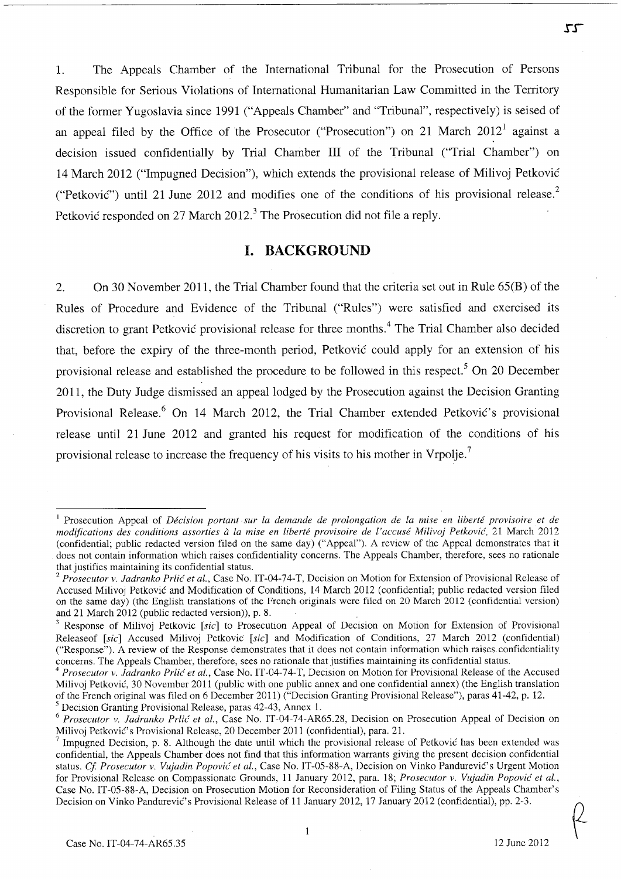1. The Appeals Chamber of the International Tribunal for the Prosecution of Persons Responsible for Serious Violations of International Humanitarian Law Committed in the Territory of the former Yugoslavia since 1991 ("Appeals Chamber" and "Tribunal", respectively) is seised of an appeal filed by the Office of the Prosecutor ("Prosecution") on 21 March 2012[1] against a decision issued confidentially by Trial Chamber III of the Tribunal ("Trial Chamber") on 14 March 2012 ("Impugned Decision"), which extends the provisional release of Milivoj Petković ("Petković") until 21 June 2012 and modifies one of the conditions of his provisional release.[2] Petković responded on 27 March 2012.[3] The Prosecution did not file a reply.

## I. BACKGROUND

2. On 30 November 2011, the Trial Chamber found that the criteria set out in Rule 65(B) of the Rules of Procedure and Evidence of the Tribunal ("Rules") were satisfied and exercised its discretion to grant Petković provisional release for three months.[4] The Trial Chamber also decided that, before the expiry of the three-month period, Petković could apply for an extension of his provisional release and established the procedure to be followed in this respect.[5] On 20 December 2011, the Duty Judge dismissed an appeal lodged by the Prosecution against the Decision Granting Provisional Release.[6] On 14 March 2012, the Trial Chamber extended Petković's provisional release until 21 June 2012 and granted his request for modification of the conditions of his provisional release to increase the frequency of his visits to his mother in Vrpolje.[7]

---

[1] Prosecution Appeal of *Décision portant sur la demande de prolongation de la mise en liberté provisoire et de modifications des conditions assorties à la mise en liberté provisoire de l'accusé Milivoj Petković*, 21 March 2012 (confidential; public redacted version filed on the same day) ("Appeal"). A review of the Appeal demonstrates that it does not contain information which raises confidentiality concerns. The Appeals Chamber, therefore, sees no rationale that justifies maintaining its confidential status.

[2] *Prosecutor v. Jadranko Prlić et al.*, Case No. IT-04-74-T, Decision on Motion for Extension of Provisional Release of Accused Milivoj Petković and Modification of Conditions, 14 March 2012 (confidential; public redacted version filed on the same day) (the English translations of the French originals were filed on 20 March 2012 (confidential version) and 21 March 2012 (public redacted version)), p. 8.

[3] Response of Milivoj Petkovic [*sic*] to Prosecution Appeal of Decision on Motion for Extension of Provisional Releaseof [*sic*] Accused Milivoj Petkovic [*sic*] and Modification of Conditions, 27 March 2012 (confidential) ("Response"). A review of the Response demonstrates that it does not contain information which raises confidentiality concerns. The Appeals Chamber, therefore, sees no rationale that justifies maintaining its confidential status.

[4] *Prosecutor v. Jadranko Prlić et al.*, Case No. IT-04-74-T, Decision on Motion for Provisional Release of the Accused Milivoj Petković, 30 November 2011 (public with one public annex and one confidential annex) (the English translation of the French original was filed on 6 December 2011) ("Decision Granting Provisional Release"), paras 41-42, p. 12.

[5] Decision Granting Provisional Release, paras 42-43, Annex 1.

[6] *Prosecutor v. Jadranko Prlić et al.*, Case No. IT-04-74-AR65.28, Decision on Prosecution Appeal of Decision on Milivoj Petković's Provisional Release, 20 December 2011 (confidential), para. 21.

[7] Impugned Decision, p. 8. Although the date until which the provisional release of Petković has been extended was confidential, the Appeals Chamber does not find that this information warrants giving the present decision confidential status. *Cf. Prosecutor v. Vujadin Popović et al.*, Case No. IT-05-88-A, Decision on Vinko Pandurević's Urgent Motion for Provisional Release on Compassionate Grounds, 11 January 2012, para. 18; *Prosecutor v. Vujadin Popović et al.*, Case No. IT-05-88-A, Decision on Prosecution Motion for Reconsideration of Filing Status of the Appeals Chamber's Decision on Vinko Pandurević's Provisional Release of 11 January 2012, 17 January 2012 (confidential), pp. 2-3.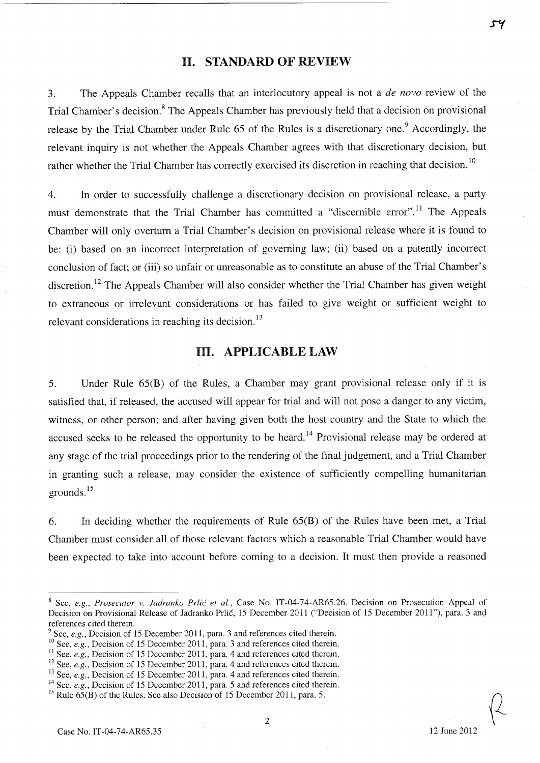## II. STANDARD OF REVIEW

3. The Appeals Chamber recalls that an interlocutory appeal is not a *de novo* review of the Trial Chamber's decision.[8] The Appeals Chamber has previously held that a decision on provisional release by the Trial Chamber under Rule 65 of the Rules is a discretionary one.[9] Accordingly, the relevant inquiry is not whether the Appeals Chamber agrees with that discretionary decision, but rather whether the Trial Chamber has correctly exercised its discretion in reaching that decision.[10]

4. In order to successfully challenge a discretionary decision on provisional release, a party must demonstrate that the Trial Chamber has committed a "discernible error".[11] The Appeals Chamber will only overturn a Trial Chamber's decision on provisional release where it is found to be: (i) based on an incorrect interpretation of governing law; (ii) based on a patently incorrect conclusion of fact; or (iii) so unfair or unreasonable as to constitute an abuse of the Trial Chamber's discretion.[12] The Appeals Chamber will also consider whether the Trial Chamber has given weight to extraneous or irrelevant considerations or has failed to give weight or sufficient weight to relevant considerations in reaching its decision.[13]

## III. APPLICABLE LAW

5. Under Rule 65(B) of the Rules, a Chamber may grant provisional release only if it is satisfied that, if released, the accused will appear for trial and will not pose a danger to any victim, witness, or other person; and after having given both the host country and the State to which the accused seeks to be released the opportunity to be heard.[14] Provisional release may be ordered at any stage of the trial proceedings prior to the rendering of the final judgement, and a Trial Chamber in granting such a release, may consider the existence of sufficiently compelling humanitarian grounds.[15]

6. In deciding whether the requirements of Rule 65(B) of the Rules have been met, a Trial Chamber must consider all of those relevant factors which a reasonable Trial Chamber would have been expected to take into account before coming to a decision. It must then provide a reasoned

---

[8] See, *e.g.*, *Prosecutor v. Jadranko Prlić et al.*, Case No. IT-04-74-AR65.26, Decision on Prosecution Appeal of Decision on Provisional Release of Jadranko Prlić, 15 December 2011 ("Decision of 15 December 2011"), para. 3 and references cited therein.

[9] See, *e.g.*, Decision of 15 December 2011, para. 3 and references cited therein.

[10] See, *e.g.*, Decision of 15 December 2011, para. 3 and references cited therein.

[11] See, *e.g.*, Decision of 15 December 2011, para. 4 and references cited therein.

[12] See, *e.g.*, Decision of 15 December 2011, para. 4 and references cited therein.

[13] See, *e.g.*, Decision of 15 December 2011, para. 4 and references cited therein.

[14] See, *e.g.*, Decision of 15 December 2011, para. 5 and references cited therein.

[15] Rule 65(B) of the Rules. See also Decision of 15 December 2011, para. 5.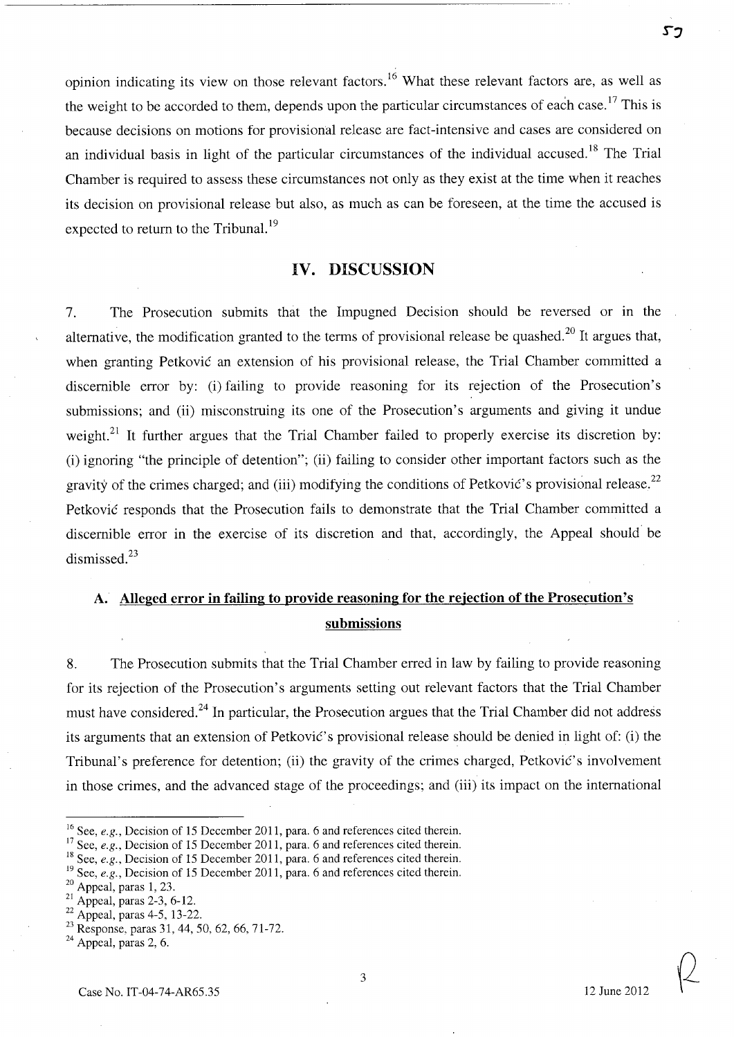opinion indicating its view on those relevant factors.[16] What these relevant factors are, as well as the weight to be accorded to them, depends upon the particular circumstances of each case.[17] This is because decisions on motions for provisional release are fact-intensive and cases are considered on an individual basis in light of the particular circumstances of the individual accused.[18] The Trial Chamber is required to assess these circumstances not only as they exist at the time when it reaches its decision on provisional release but also, as much as can be foreseen, at the time the accused is expected to return to the Tribunal.[19]

## IV. DISCUSSION

7. The Prosecution submits that the Impugned Decision should be reversed or in the alternative, the modification granted to the terms of provisional release be quashed.[20] It argues that, when granting Petković an extension of his provisional release, the Trial Chamber committed a discernible error by: (i) failing to provide reasoning for its rejection of the Prosecution's submissions; and (ii) misconstruing its one of the Prosecution's arguments and giving it undue weight.[21] It further argues that the Trial Chamber failed to properly exercise its discretion by: (i) ignoring "the principle of detention"; (ii) failing to consider other important factors such as the gravity of the crimes charged; and (iii) modifying the conditions of Petković's provisional release.[22] Petković responds that the Prosecution fails to demonstrate that the Trial Chamber committed a discernible error in the exercise of its discretion and that, accordingly, the Appeal should be dismissed.[23]

### A. Alleged error in failing to provide reasoning for the rejection of the Prosecution's submissions

8. The Prosecution submits that the Trial Chamber erred in law by failing to provide reasoning for its rejection of the Prosecution's arguments setting out relevant factors that the Trial Chamber must have considered.[24] In particular, the Prosecution argues that the Trial Chamber did not address its arguments that an extension of Petković's provisional release should be denied in light of: (i) the Tribunal's preference for detention; (ii) the gravity of the crimes charged, Petković's involvement in those crimes, and the advanced stage of the proceedings; and (iii) its impact on the international

---

[16] See, *e.g.*, Decision of 15 December 2011, para. 6 and references cited therein.
[17] See, *e.g.*, Decision of 15 December 2011, para. 6 and references cited therein.
[18] See, *e.g.*, Decision of 15 December 2011, para. 6 and references cited therein.
[19] See, *e.g.*, Decision of 15 December 2011, para. 6 and references cited therein.
[20] Appeal, paras 1, 23.
[21] Appeal, paras 2-3, 6-12.
[22] Appeal, paras 4-5, 13-22.
[23] Response, paras 31, 44, 50, 62, 66, 71-72.
[24] Appeal, paras 2, 6.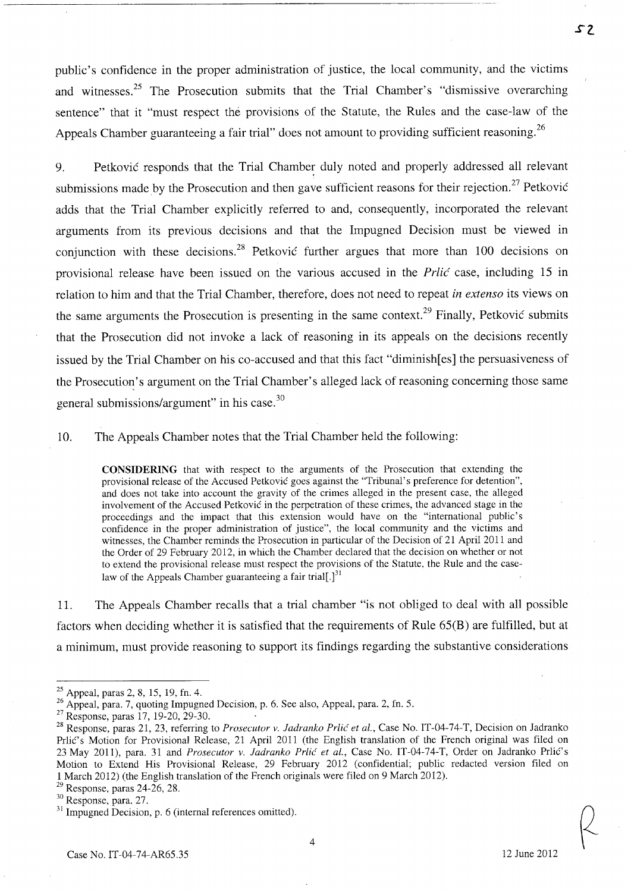public's confidence in the proper administration of justice, the local community, and the victims and witnesses.[25] The Prosecution submits that the Trial Chamber's "dismissive overarching sentence" that it "must respect the provisions of the Statute, the Rules and the case-law of the Appeals Chamber guaranteeing a fair trial" does not amount to providing sufficient reasoning.[26]

9. Petković responds that the Trial Chamber duly noted and properly addressed all relevant submissions made by the Prosecution and then gave sufficient reasons for their rejection.[27] Petković adds that the Trial Chamber explicitly referred to and, consequently, incorporated the relevant arguments from its previous decisions and that the Impugned Decision must be viewed in conjunction with these decisions.[28] Petković further argues that more than 100 decisions on provisional release have been issued on the various accused in the *Prlić* case, including 15 in relation to him and that the Trial Chamber, therefore, does not need to repeat *in extenso* its views on the same arguments the Prosecution is presenting in the same context.[29] Finally, Petković submits that the Prosecution did not invoke a lack of reasoning in its appeals on the decisions recently issued by the Trial Chamber on his co-accused and that this fact "diminish[es] the persuasiveness of the Prosecution's argument on the Trial Chamber's alleged lack of reasoning concerning those same general submissions/argument" in his case.[30]

10. The Appeals Chamber notes that the Trial Chamber held the following:

> **CONSIDERING** that with respect to the arguments of the Prosecution that extending the provisional release of the Accused Petković goes against the "Tribunal's preference for detention", and does not take into account the gravity of the crimes alleged in the present case, the alleged involvement of the Accused Petković in the perpetration of these crimes, the advanced stage in the proceedings and the impact that this extension would have on the "international public's confidence in the proper administration of justice", the local community and the victims and witnesses, the Chamber reminds the Prosecution in particular of the Decision of 21 April 2011 and the Order of 29 February 2012, in which the Chamber declared that the decision on whether or not to extend the provisional release must respect the provisions of the Statute, the Rule and the case-law of the Appeals Chamber guaranteeing a fair trial[.][31]

11. The Appeals Chamber recalls that a trial chamber "is not obliged to deal with all possible factors when deciding whether it is satisfied that the requirements of Rule 65(B) are fulfilled, but at a minimum, must provide reasoning to support its findings regarding the substantive considerations

---

[25] Appeal, paras 2, 8, 15, 19, fn. 4.

[26] Appeal, para. 7, quoting Impugned Decision, p. 6. See also, Appeal, para. 2, fn. 5.

[27] Response, paras 17, 19-20, 29-30.

[28] Response, paras 21, 23, referring to *Prosecutor v. Jadranko Prlić et al.*, Case No. IT-04-74-T, Decision on Jadranko Prlić's Motion for Provisional Release, 21 April 2011 (the English translation of the French original was filed on 23 May 2011), para. 31 and *Prosecutor v. Jadranko Prlić et al.*, Case No. IT-04-74-T, Order on Jadranko Prlić's Motion to Extend His Provisional Release, 29 February 2012 (confidential; public redacted version filed on 1 March 2012) (the English translation of the French originals were filed on 9 March 2012).

[29] Response, paras 24-26, 28.

[30] Response, para. 27.

[31] Impugned Decision, p. 6 (internal references omitted).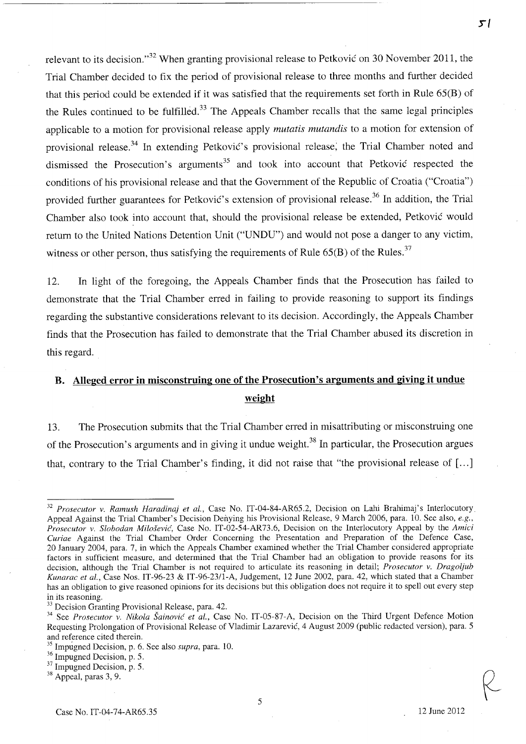relevant to its decision."[32] When granting provisional release to Petković on 30 November 2011, the Trial Chamber decided to fix the period of provisional release to three months and further decided that this period could be extended if it was satisfied that the requirements set forth in Rule 65(B) of the Rules continued to be fulfilled.[33] The Appeals Chamber recalls that the same legal principles applicable to a motion for provisional release apply *mutatis mutandis* to a motion for extension of provisional release.[34] In extending Petković's provisional release, the Trial Chamber noted and dismissed the Prosecution's arguments[35] and took into account that Petković respected the conditions of his provisional release and that the Government of the Republic of Croatia ("Croatia") provided further guarantees for Petković's extension of provisional release.[36] In addition, the Trial Chamber also took into account that, should the provisional release be extended, Petković would return to the United Nations Detention Unit ("UNDU") and would not pose a danger to any victim, witness or other person, thus satisfying the requirements of Rule 65(B) of the Rules.[37]

12. In light of the foregoing, the Appeals Chamber finds that the Prosecution has failed to demonstrate that the Trial Chamber erred in failing to provide reasoning to support its findings regarding the substantive considerations relevant to its decision. Accordingly, the Appeals Chamber finds that the Prosecution has failed to demonstrate that the Trial Chamber abused its discretion in this regard.

## B. Alleged error in misconstruing one of the Prosecution's arguments and giving it undue weight

13. The Prosecution submits that the Trial Chamber erred in misattributing or misconstruing one of the Prosecution's arguments and in giving it undue weight.[38] In particular, the Prosecution argues that, contrary to the Trial Chamber's finding, it did not raise that "the provisional release of [...]

---

[32] *Prosecutor v. Ramush Haradinaj et al.*, Case No. IT-04-84-AR65.2, Decision on Lahi Brahimaj's Interlocutory Appeal Against the Trial Chamber's Decision Denying his Provisional Release, 9 March 2006, para. 10. See also, *e.g.*, *Prosecutor v. Slobodan Milošević*, Case No. IT-02-54-AR73.6, Decision on the Interlocutory Appeal by the *Amici Curiae* Against the Trial Chamber Order Concerning the Presentation and Preparation of the Defence Case, 20 January 2004, para. 7, in which the Appeals Chamber examined whether the Trial Chamber considered appropriate factors in sufficient measure, and determined that the Trial Chamber had an obligation to provide reasons for its decision, although the Trial Chamber is not required to articulate its reasoning in detail; *Prosecutor v. Dragoljub Kunarac et al.*, Case Nos. IT-96-23 & IT-96-23/1-A, Judgement, 12 June 2002, para. 42, which stated that a Chamber has an obligation to give reasoned opinions for its decisions but this obligation does not require it to spell out every step in its reasoning.

[33] Decision Granting Provisional Release, para. 42.

[34] See *Prosecutor v. Nikola Šainović et al.*, Case No. IT-05-87-A, Decision on the Third Urgent Defence Motion Requesting Prolongation of Provisional Release of Vladimir Lazarević, 4 August 2009 (public redacted version), para. 5 and reference cited therein.

[35] Impugned Decision, p. 6. See also *supra*, para. 10.

[36] Impugned Decision, p. 5.

[37] Impugned Decision, p. 5.

[38] Appeal, paras 3, 9.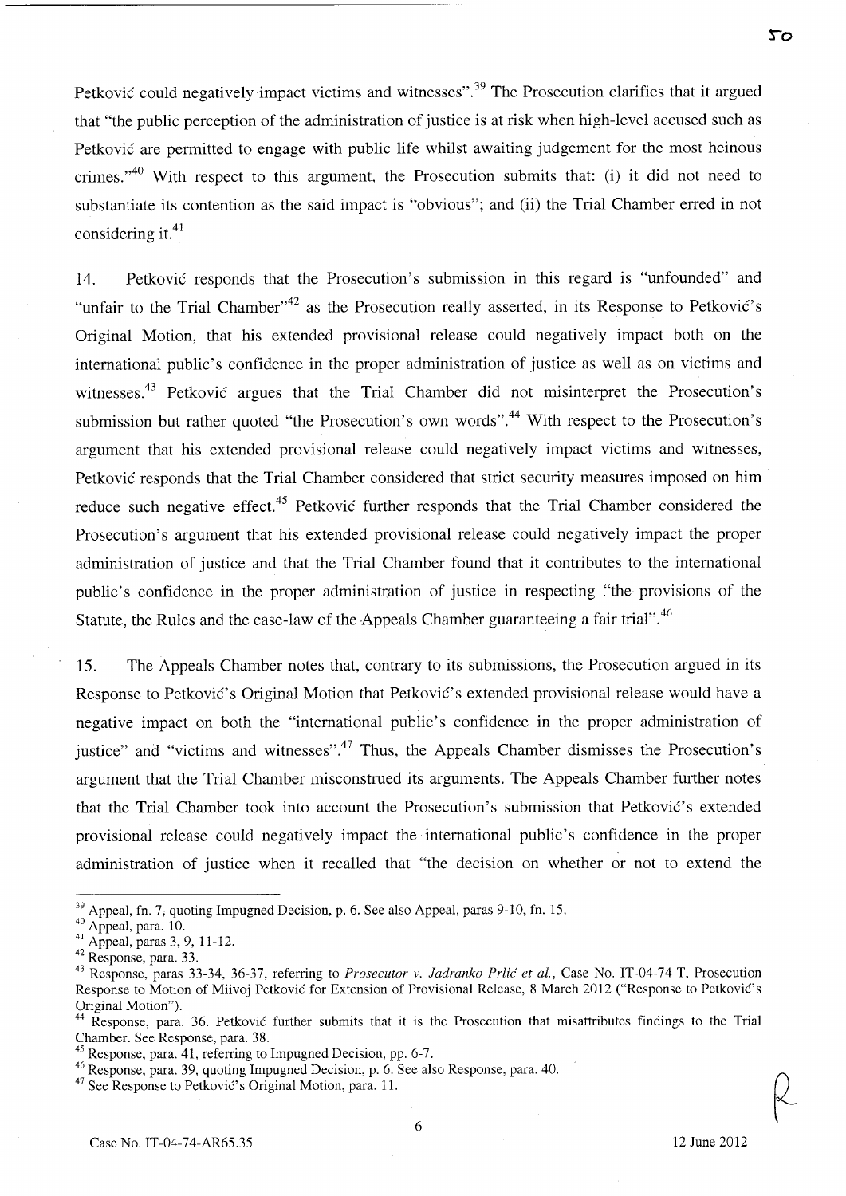Petković could negatively impact victims and witnesses".[39] The Prosecution clarifies that it argued that "the public perception of the administration of justice is at risk when high-level accused such as Petković are permitted to engage with public life whilst awaiting judgement for the most heinous crimes."[40] With respect to this argument, the Prosecution submits that: (i) it did not need to substantiate its contention as the said impact is "obvious"; and (ii) the Trial Chamber erred in not considering it.[41]

14. Petković responds that the Prosecution's submission in this regard is "unfounded" and "unfair to the Trial Chamber"[42] as the Prosecution really asserted, in its Response to Petković's Original Motion, that his extended provisional release could negatively impact both on the international public's confidence in the proper administration of justice as well as on victims and witnesses.[43] Petković argues that the Trial Chamber did not misinterpret the Prosecution's submission but rather quoted "the Prosecution's own words".[44] With respect to the Prosecution's argument that his extended provisional release could negatively impact victims and witnesses, Petković responds that the Trial Chamber considered that strict security measures imposed on him reduce such negative effect.[45] Petković further responds that the Trial Chamber considered the Prosecution's argument that his extended provisional release could negatively impact the proper administration of justice and that the Trial Chamber found that it contributes to the international public's confidence in the proper administration of justice in respecting "the provisions of the Statute, the Rules and the case-law of the Appeals Chamber guaranteeing a fair trial".[46]

15. The Appeals Chamber notes that, contrary to its submissions, the Prosecution argued in its Response to Petković's Original Motion that Petković's extended provisional release would have a negative impact on both the "international public's confidence in the proper administration of justice" and "victims and witnesses".[47] Thus, the Appeals Chamber dismisses the Prosecution's argument that the Trial Chamber misconstrued its arguments. The Appeals Chamber further notes that the Trial Chamber took into account the Prosecution's submission that Petković's extended provisional release could negatively impact the international public's confidence in the proper administration of justice when it recalled that "the decision on whether or not to extend the

---

[39] Appeal, fn. 7, quoting Impugned Decision, p. 6. See also Appeal, paras 9-10, fn. 15.

[40] Appeal, para. 10.

[41] Appeal, paras 3, 9, 11-12.

[42] Response, para. 33.

[43] Response, paras 33-34, 36-37, referring to *Prosecutor v. Jadranko Prlić et al.*, Case No. IT-04-74-T, Prosecution Response to Motion of Miivoj Petković for Extension of Provisional Release, 8 March 2012 ("Response to Petković's Original Motion").

[44] Response, para. 36. Petković further submits that it is the Prosecution that misattributes findings to the Trial Chamber. See Response, para. 38.

[45] Response, para. 41, referring to Impugned Decision, pp. 6-7.

[46] Response, para. 39, quoting Impugned Decision, p. 6. See also Response, para. 40.

[47] See Response to Petković's Original Motion, para. 11.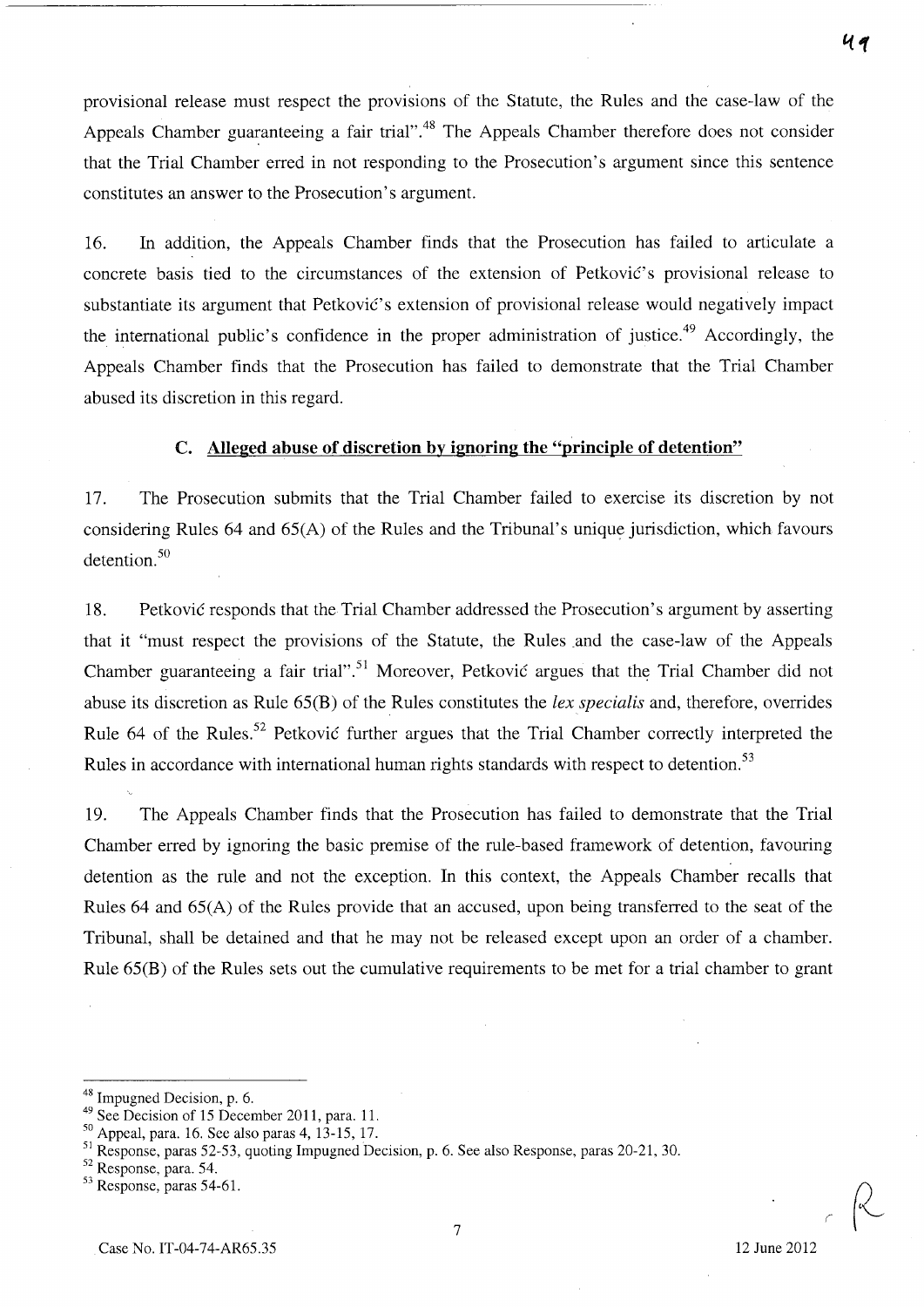provisional release must respect the provisions of the Statute, the Rules and the case-law of the Appeals Chamber guaranteeing a fair trial".[48] The Appeals Chamber therefore does not consider that the Trial Chamber erred in not responding to the Prosecution's argument since this sentence constitutes an answer to the Prosecution's argument.

16. In addition, the Appeals Chamber finds that the Prosecution has failed to articulate a concrete basis tied to the circumstances of the extension of Petković's provisional release to substantiate its argument that Petković's extension of provisional release would negatively impact the international public's confidence in the proper administration of justice.[49] Accordingly, the Appeals Chamber finds that the Prosecution has failed to demonstrate that the Trial Chamber abused its discretion in this regard.

### C. Alleged abuse of discretion by ignoring the "principle of detention"

17. The Prosecution submits that the Trial Chamber failed to exercise its discretion by not considering Rules 64 and 65(A) of the Rules and the Tribunal's unique jurisdiction, which favours detention.[50]

18. Petković responds that the Trial Chamber addressed the Prosecution's argument by asserting that it "must respect the provisions of the Statute, the Rules and the case-law of the Appeals Chamber guaranteeing a fair trial".[51] Moreover, Petković argues that the Trial Chamber did not abuse its discretion as Rule 65(B) of the Rules constitutes the *lex specialis* and, therefore, overrides Rule 64 of the Rules.[52] Petković further argues that the Trial Chamber correctly interpreted the Rules in accordance with international human rights standards with respect to detention.[53]

19. The Appeals Chamber finds that the Prosecution has failed to demonstrate that the Trial Chamber erred by ignoring the basic premise of the rule-based framework of detention, favouring detention as the rule and not the exception. In this context, the Appeals Chamber recalls that Rules 64 and 65(A) of the Rules provide that an accused, upon being transferred to the seat of the Tribunal, shall be detained and that he may not be released except upon an order of a chamber. Rule 65(B) of the Rules sets out the cumulative requirements to be met for a trial chamber to grant

---

[48] Impugned Decision, p. 6.

[49] See Decision of 15 December 2011, para. 11.

[50] Appeal, para. 16. See also paras 4, 13-15, 17.

[51] Response, paras 52-53, quoting Impugned Decision, p. 6. See also Response, paras 20-21, 30.

[52] Response, para. 54.

[53] Response, paras 54-61.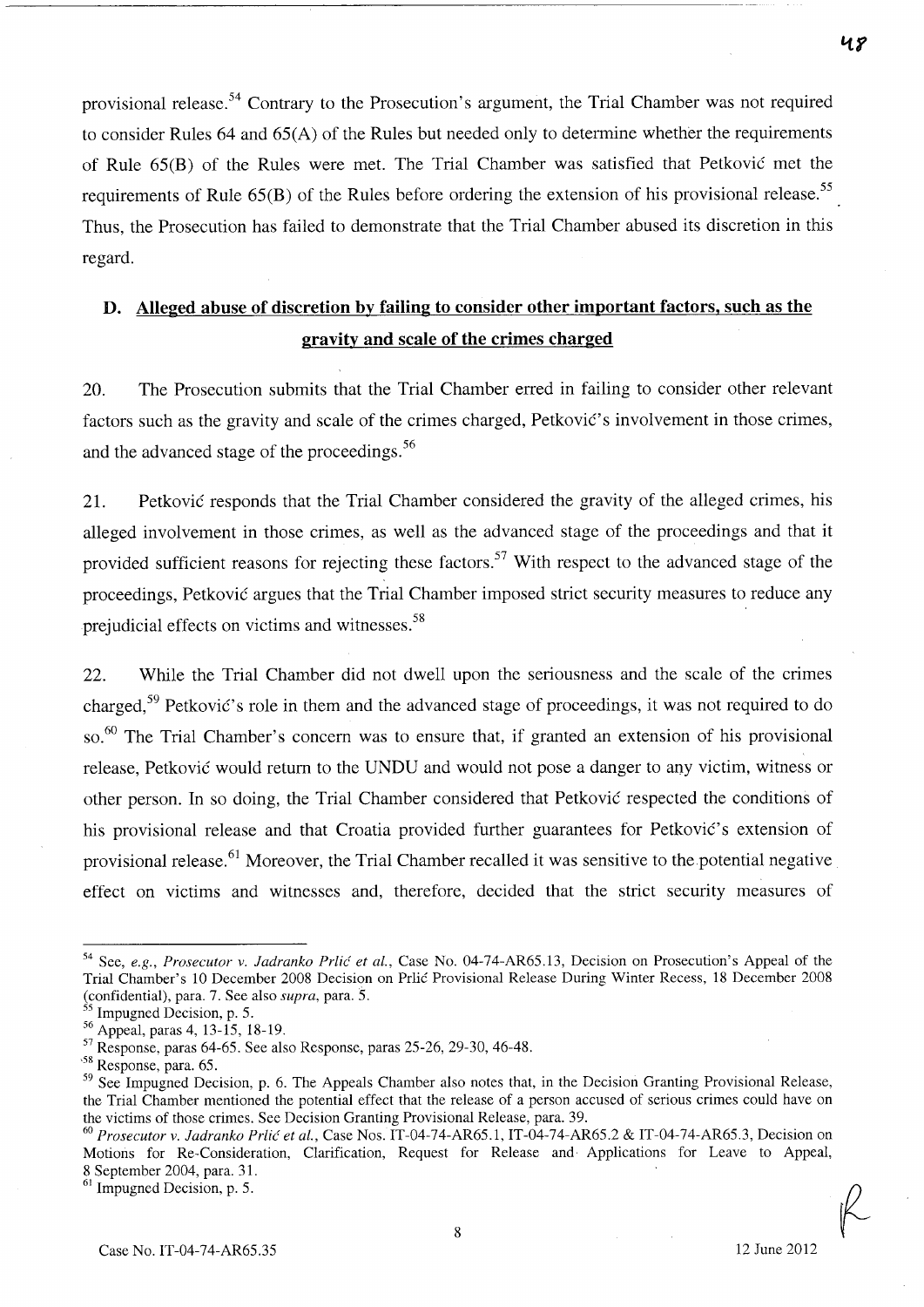provisional release.[54] Contrary to the Prosecution's argument, the Trial Chamber was not required to consider Rules 64 and 65(A) of the Rules but needed only to determine whether the requirements of Rule 65(B) of the Rules were met. The Trial Chamber was satisfied that Petković met the requirements of Rule 65(B) of the Rules before ordering the extension of his provisional release.[55] Thus, the Prosecution has failed to demonstrate that the Trial Chamber abused its discretion in this regard.

## D. Alleged abuse of discretion by failing to consider other important factors, such as the gravity and scale of the crimes charged

20. The Prosecution submits that the Trial Chamber erred in failing to consider other relevant factors such as the gravity and scale of the crimes charged, Petković's involvement in those crimes, and the advanced stage of the proceedings.[56]

21. Petković responds that the Trial Chamber considered the gravity of the alleged crimes, his alleged involvement in those crimes, as well as the advanced stage of the proceedings and that it provided sufficient reasons for rejecting these factors.[57] With respect to the advanced stage of the proceedings, Petković argues that the Trial Chamber imposed strict security measures to reduce any prejudicial effects on victims and witnesses.[58]

22. While the Trial Chamber did not dwell upon the seriousness and the scale of the crimes charged,[59] Petković's role in them and the advanced stage of proceedings, it was not required to do so.[60] The Trial Chamber's concern was to ensure that, if granted an extension of his provisional release, Petković would return to the UNDU and would not pose a danger to any victim, witness or other person. In so doing, the Trial Chamber considered that Petković respected the conditions of his provisional release and that Croatia provided further guarantees for Petković's extension of provisional release.[61] Moreover, the Trial Chamber recalled it was sensitive to the potential negative effect on victims and witnesses and, therefore, decided that the strict security measures of

---

[54] See, *e.g.*, *Prosecutor v. Jadranko Prlić et al.*, Case No. 04-74-AR65.13, Decision on Prosecution's Appeal of the Trial Chamber's 10 December 2008 Decision on Prlić Provisional Release During Winter Recess, 18 December 2008 (confidential), para. 7. See also *supra*, para. 5.

[55] Impugned Decision, p. 5.

[56] Appeal, paras 4, 13-15, 18-19.

[57] Response, paras 64-65. See also Response, paras 25-26, 29-30, 46-48.

[58] Response, para. 65.

[59] See Impugned Decision, p. 6. The Appeals Chamber also notes that, in the Decision Granting Provisional Release, the Trial Chamber mentioned the potential effect that the release of a person accused of serious crimes could have on the victims of those crimes. See Decision Granting Provisional Release, para. 39.

[60] *Prosecutor v. Jadranko Prlić et al.*, Case Nos. IT-04-74-AR65.1, IT-04-74-AR65.2 & IT-04-74-AR65.3, Decision on Motions for Re-Consideration, Clarification, Request for Release and Applications for Leave to Appeal, 8 September 2004, para. 31.

[61] Impugned Decision, p. 5.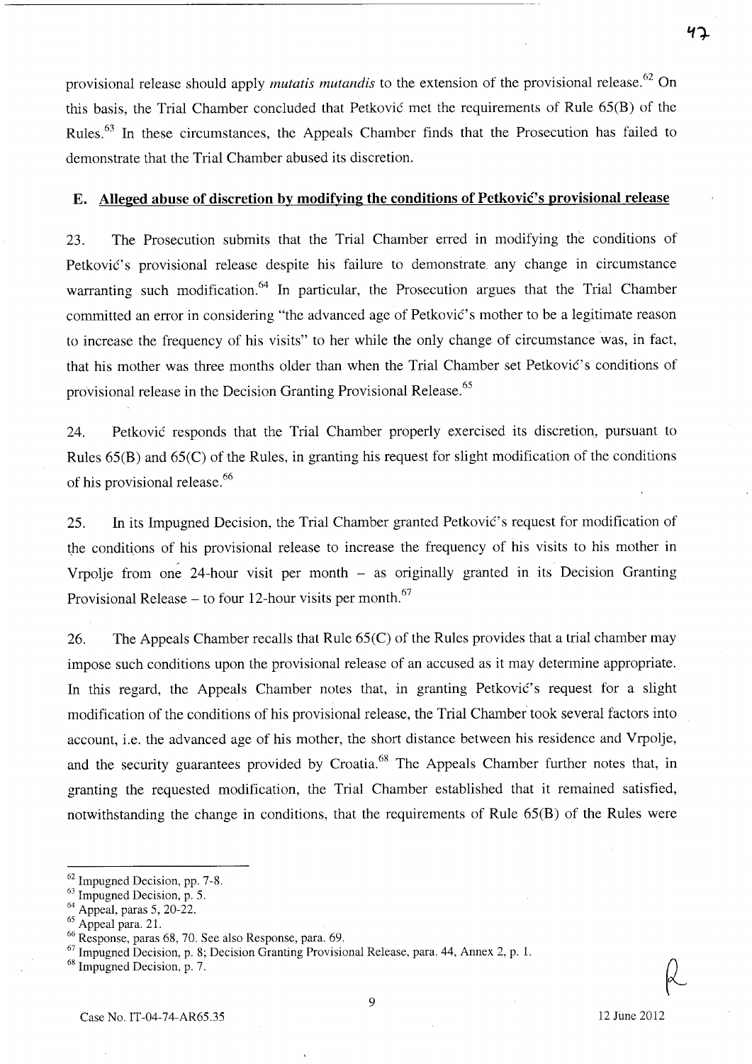provisional release should apply *mutatis mutandis* to the extension of the provisional release.[62] On this basis, the Trial Chamber concluded that Petković met the requirements of Rule 65(B) of the Rules.[63] In these circumstances, the Appeals Chamber finds that the Prosecution has failed to demonstrate that the Trial Chamber abused its discretion.

## E. Alleged abuse of discretion by modifying the conditions of Petković's provisional release

23. The Prosecution submits that the Trial Chamber erred in modifying the conditions of Petković's provisional release despite his failure to demonstrate any change in circumstance warranting such modification.[64] In particular, the Prosecution argues that the Trial Chamber committed an error in considering "the advanced age of Petković's mother to be a legitimate reason to increase the frequency of his visits" to her while the only change of circumstance was, in fact, that his mother was three months older than when the Trial Chamber set Petković's conditions of provisional release in the Decision Granting Provisional Release.[65]

24. Petković responds that the Trial Chamber properly exercised its discretion, pursuant to Rules 65(B) and 65(C) of the Rules, in granting his request for slight modification of the conditions of his provisional release.[66]

25. In its Impugned Decision, the Trial Chamber granted Petković's request for modification of the conditions of his provisional release to increase the frequency of his visits to his mother in Vrpolje from one 24-hour visit per month – as originally granted in its Decision Granting Provisional Release – to four 12-hour visits per month.[67]

26. The Appeals Chamber recalls that Rule 65(C) of the Rules provides that a trial chamber may impose such conditions upon the provisional release of an accused as it may determine appropriate. In this regard, the Appeals Chamber notes that, in granting Petković's request for a slight modification of the conditions of his provisional release, the Trial Chamber took several factors into account, i.e. the advanced age of his mother, the short distance between his residence and Vrpolje, and the security guarantees provided by Croatia.[68] The Appeals Chamber further notes that, in granting the requested modification, the Trial Chamber established that it remained satisfied, notwithstanding the change in conditions, that the requirements of Rule 65(B) of the Rules were

---

[62] Impugned Decision, pp. 7-8.
[63] Impugned Decision, p. 5.
[64] Appeal, paras 5, 20-22.
[65] Appeal para. 21.
[66] Response, paras 68, 70. See also Response, para. 69.
[67] Impugned Decision, p. 8; Decision Granting Provisional Release, para. 44, Annex 2, p. 1.
[68] Impugned Decision, p. 7.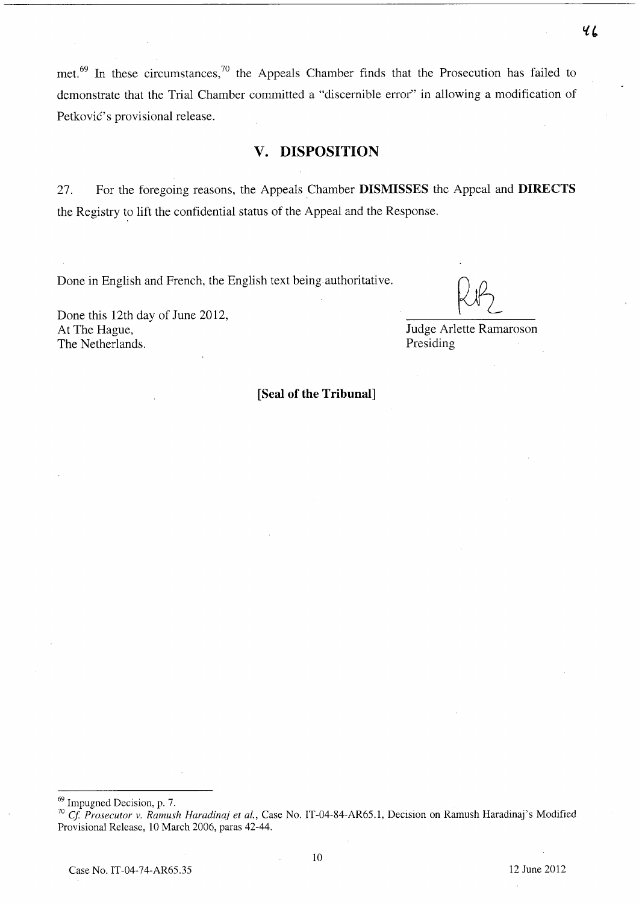met.[69] In these circumstances,[70] the Appeals Chamber finds that the Prosecution has failed to demonstrate that the Trial Chamber committed a "discernible error" in allowing a modification of Petković's provisional release.

## V. DISPOSITION

27. For the foregoing reasons, the Appeals Chamber **DISMISSES** the Appeal and **DIRECTS** the Registry to lift the confidential status of the Appeal and the Response.

Done in English and French, the English text being authoritative.

Done this 12th day of June 2012,
At The Hague,
The Netherlands.

Judge Arlette Ramaroson
Presiding

**[Seal of the Tribunal]**

---

[69] Impugned Decision, p. 7.

[70] *Cf. Prosecutor v. Ramush Haradinaj et al.*, Case No. IT-04-84-AR65.1, Decision on Ramush Haradinaj's Modified Provisional Release, 10 March 2006, paras 42-44.